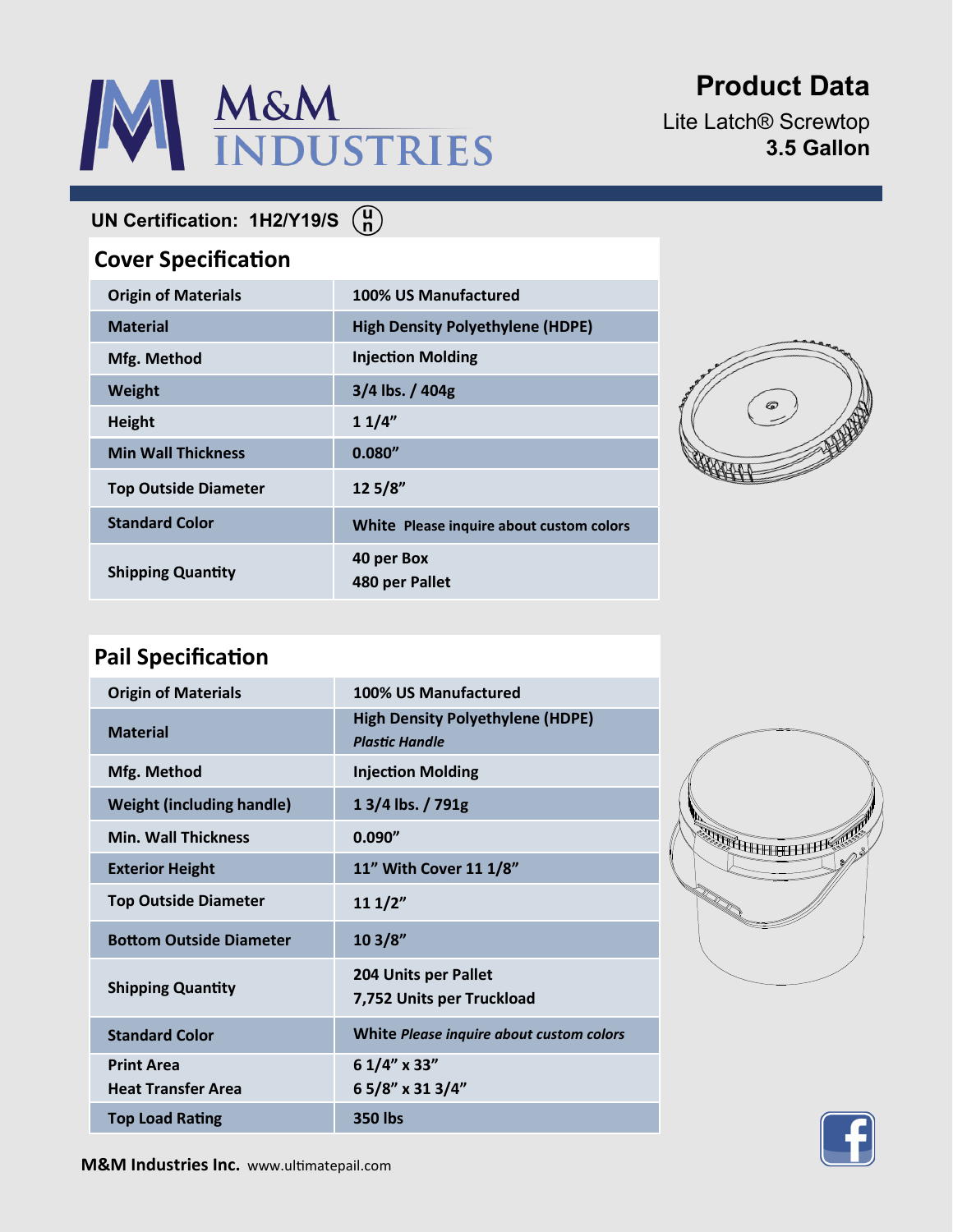# M&M INDUSTRIES

## Product Data

Lite Latch® Screwtop
**3.5 Gallon**

**UN Certification: 1H2/Y19/S**

## Cover Specification

| | |
|---|---|
| **Origin of Materials** | **100% US Manufactured** |
| **Material** | **High Density Polyethylene (HDPE)** |
| **Mfg. Method** | **Injection Molding** |
| **Weight** | **3/4 lbs. / 404g** |
| **Height** | **1 1/4"** |
| **Min Wall Thickness** | **0.080"** |
| **Top Outside Diameter** | **12 5/8"** |
| **Standard Color** | **White** Please inquire about custom colors |
| **Shipping Quantity** | **40 per Box**<br>**480 per Pallet** |

## Pail Specification

| | |
|---|---|
| **Origin of Materials** | **100% US Manufactured** |
| **Material** | **High Density Polyethylene (HDPE)**<br>***Plastic Handle*** |
| **Mfg. Method** | **Injection Molding** |
| **Weight (including handle)** | **1 3/4 lbs. / 791g** |
| **Min. Wall Thickness** | **0.090"** |
| **Exterior Height** | **11" With Cover 11 1/8"** |
| **Top Outside Diameter** | **11 1/2"** |
| **Bottom Outside Diameter** | **10 3/8"** |
| **Shipping Quantity** | **204 Units per Pallet**<br>**7,752 Units per Truckload** |
| **Standard Color** | **White** *Please inquire about custom colors* |
| **Print Area**<br>**Heat Transfer Area** | **6 1/4" x 33"**<br>**6 5/8" x 31 3/4"** |
| **Top Load Rating** | **350 lbs** |

**M&M Industries Inc.** www.ultimatepail.com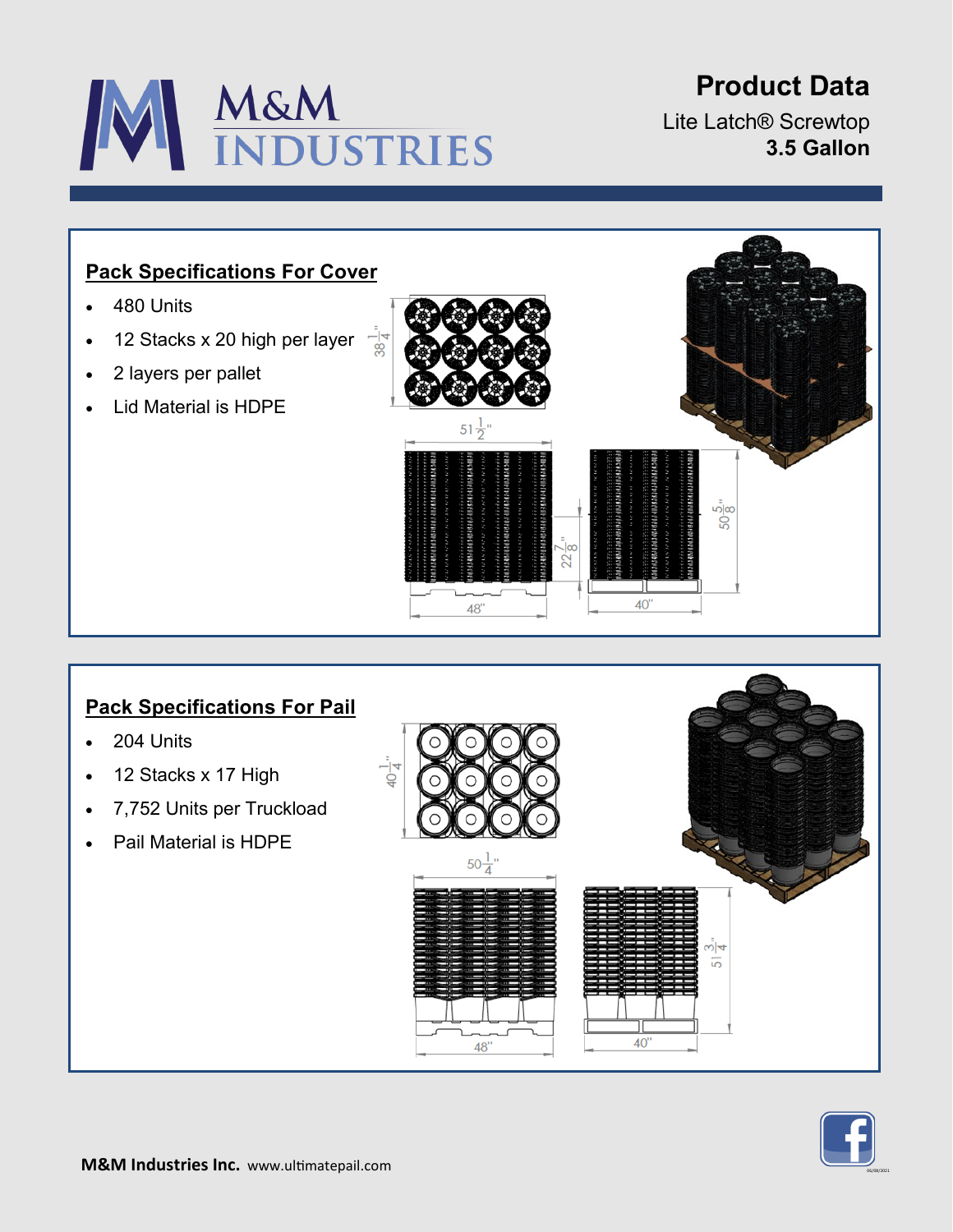# Product Data

Lite Latch® Screwtop
**3.5 Gallon**

## Pack Specifications For Cover

- 480 Units
- 12 Stacks x 20 high per layer
- 2 layers per pallet
- Lid Material is HDPE

38 1/4"
51 1/2"
22 7/8"
50 5/8"
48"
40"

## Pack Specifications For Pail

- 204 Units
- 12 Stacks x 17 High
- 7,752 Units per Truckload
- Pail Material is HDPE

40 1/4"
50 1/4"
51 3/4"
48"
40"

**M&M Industries Inc.** www.ultimatepail.com